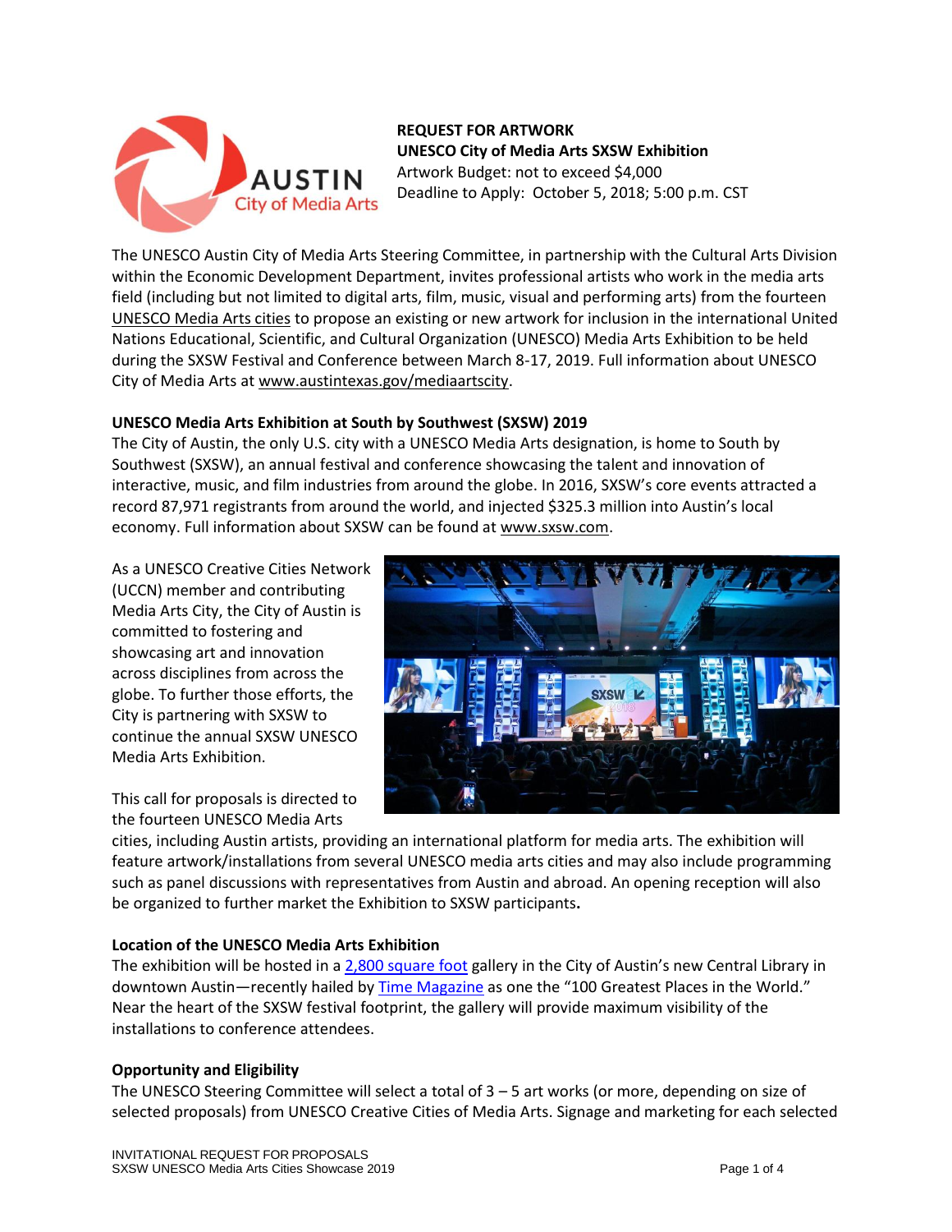**REQUEST FOR ARTWORK**
**UNESCO City of Media Arts SXSW Exhibition**
Artwork Budget: not to exceed $4,000
Deadline to Apply: October 5, 2018; 5:00 p.m. CST

The UNESCO Austin City of Media Arts Steering Committee, in partnership with the Cultural Arts Division within the Economic Development Department, invites professional artists who work in the media arts field (including but not limited to digital arts, film, music, visual and performing arts) from the fourteen UNESCO Media Arts cities to propose an existing or new artwork for inclusion in the international United Nations Educational, Scientific, and Cultural Organization (UNESCO) Media Arts Exhibition to be held during the SXSW Festival and Conference between March 8-17, 2019. Full information about UNESCO City of Media Arts at www.austintexas.gov/mediaartscity.

**UNESCO Media Arts Exhibition at South by Southwest (SXSW) 2019**

The City of Austin, the only U.S. city with a UNESCO Media Arts designation, is home to South by Southwest (SXSW), an annual festival and conference showcasing the talent and innovation of interactive, music, and film industries from around the globe. In 2016, SXSW's core events attracted a record 87,971 registrants from around the world, and injected $325.3 million into Austin's local economy. Full information about SXSW can be found at www.sxsw.com.

As a UNESCO Creative Cities Network (UCCN) member and contributing Media Arts City, the City of Austin is committed to fostering and showcasing art and innovation across disciplines from across the globe. To further those efforts, the City is partnering with SXSW to continue the annual SXSW UNESCO Media Arts Exhibition.

This call for proposals is directed to the fourteen UNESCO Media Arts cities, including Austin artists, providing an international platform for media arts. The exhibition will feature artwork/installations from several UNESCO media arts cities and may also include programming such as panel discussions with representatives from Austin and abroad. An opening reception will also be organized to further market the Exhibition to SXSW participants.

**Location of the UNESCO Media Arts Exhibition**

The exhibition will be hosted in a 2,800 square foot gallery in the City of Austin's new Central Library in downtown Austin—recently hailed by Time Magazine as one the "100 Greatest Places in the World." Near the heart of the SXSW festival footprint, the gallery will provide maximum visibility of the installations to conference attendees.

**Opportunity and Eligibility**

The UNESCO Steering Committee will select a total of 3 – 5 art works (or more, depending on size of selected proposals) from UNESCO Creative Cities of Media Arts. Signage and marketing for each selected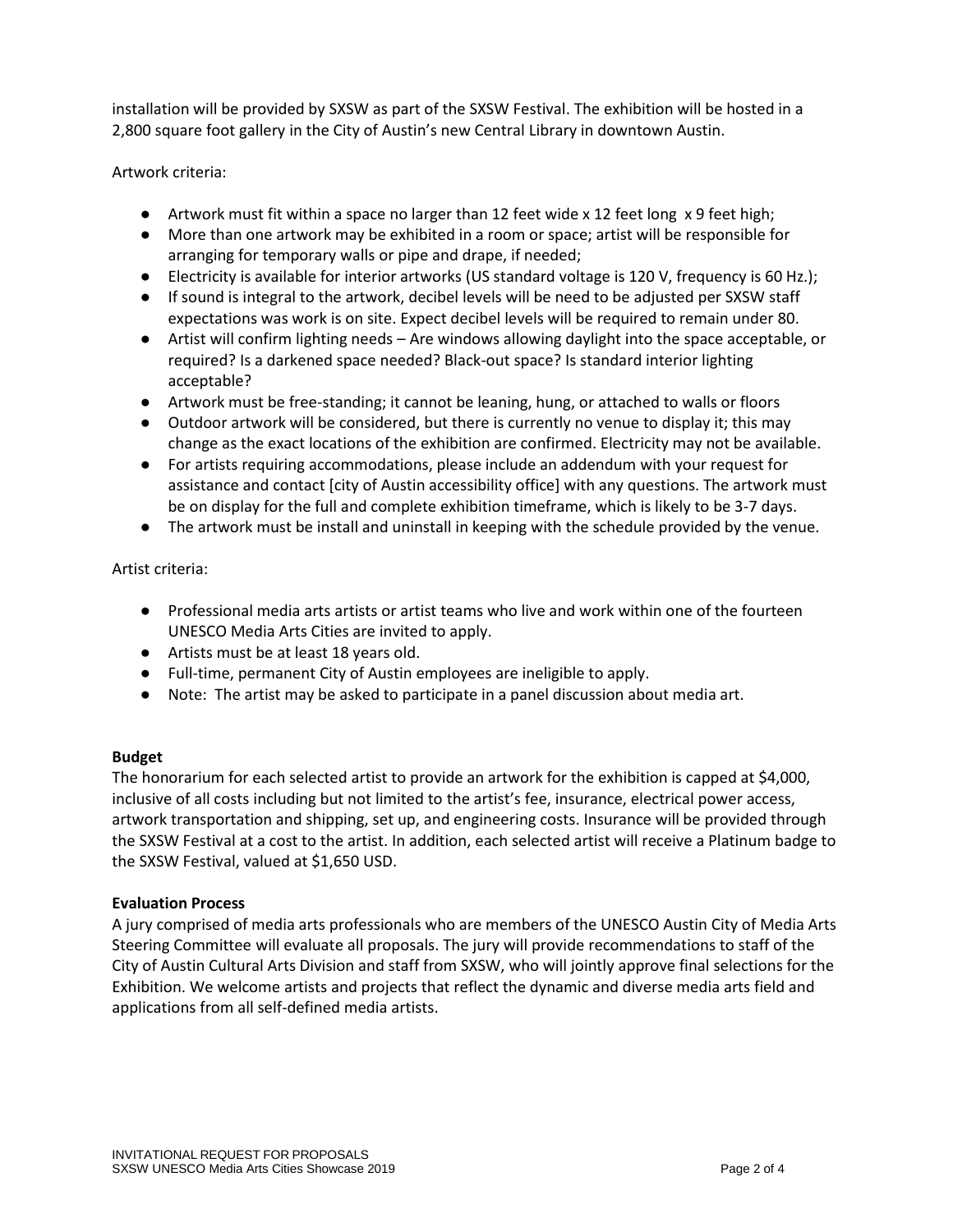installation will be provided by SXSW as part of the SXSW Festival. The exhibition will be hosted in a 2,800 square foot gallery in the City of Austin's new Central Library in downtown Austin.

Artwork criteria:

- Artwork must fit within a space no larger than 12 feet wide x 12 feet long x 9 feet high;
- More than one artwork may be exhibited in a room or space; artist will be responsible for arranging for temporary walls or pipe and drape, if needed;
- Electricity is available for interior artworks (US standard voltage is 120 V, frequency is 60 Hz.);
- If sound is integral to the artwork, decibel levels will be need to be adjusted per SXSW staff expectations was work is on site. Expect decibel levels will be required to remain under 80.
- Artist will confirm lighting needs – Are windows allowing daylight into the space acceptable, or required? Is a darkened space needed? Black-out space? Is standard interior lighting acceptable?
- Artwork must be free-standing; it cannot be leaning, hung, or attached to walls or floors
- Outdoor artwork will be considered, but there is currently no venue to display it; this may change as the exact locations of the exhibition are confirmed. Electricity may not be available.
- For artists requiring accommodations, please include an addendum with your request for assistance and contact [city of Austin accessibility office] with any questions. The artwork must be on display for the full and complete exhibition timeframe, which is likely to be 3-7 days.
- The artwork must be install and uninstall in keeping with the schedule provided by the venue.

Artist criteria:

- Professional media arts artists or artist teams who live and work within one of the fourteen UNESCO Media Arts Cities are invited to apply.
- Artists must be at least 18 years old.
- Full-time, permanent City of Austin employees are ineligible to apply.
- Note: The artist may be asked to participate in a panel discussion about media art.

**Budget**

The honorarium for each selected artist to provide an artwork for the exhibition is capped at $4,000, inclusive of all costs including but not limited to the artist's fee, insurance, electrical power access, artwork transportation and shipping, set up, and engineering costs. Insurance will be provided through the SXSW Festival at a cost to the artist. In addition, each selected artist will receive a Platinum badge to the SXSW Festival, valued at $1,650 USD.

**Evaluation Process**

A jury comprised of media arts professionals who are members of the UNESCO Austin City of Media Arts Steering Committee will evaluate all proposals. The jury will provide recommendations to staff of the City of Austin Cultural Arts Division and staff from SXSW, who will jointly approve final selections for the Exhibition. We welcome artists and projects that reflect the dynamic and diverse media arts field and applications from all self-defined media artists.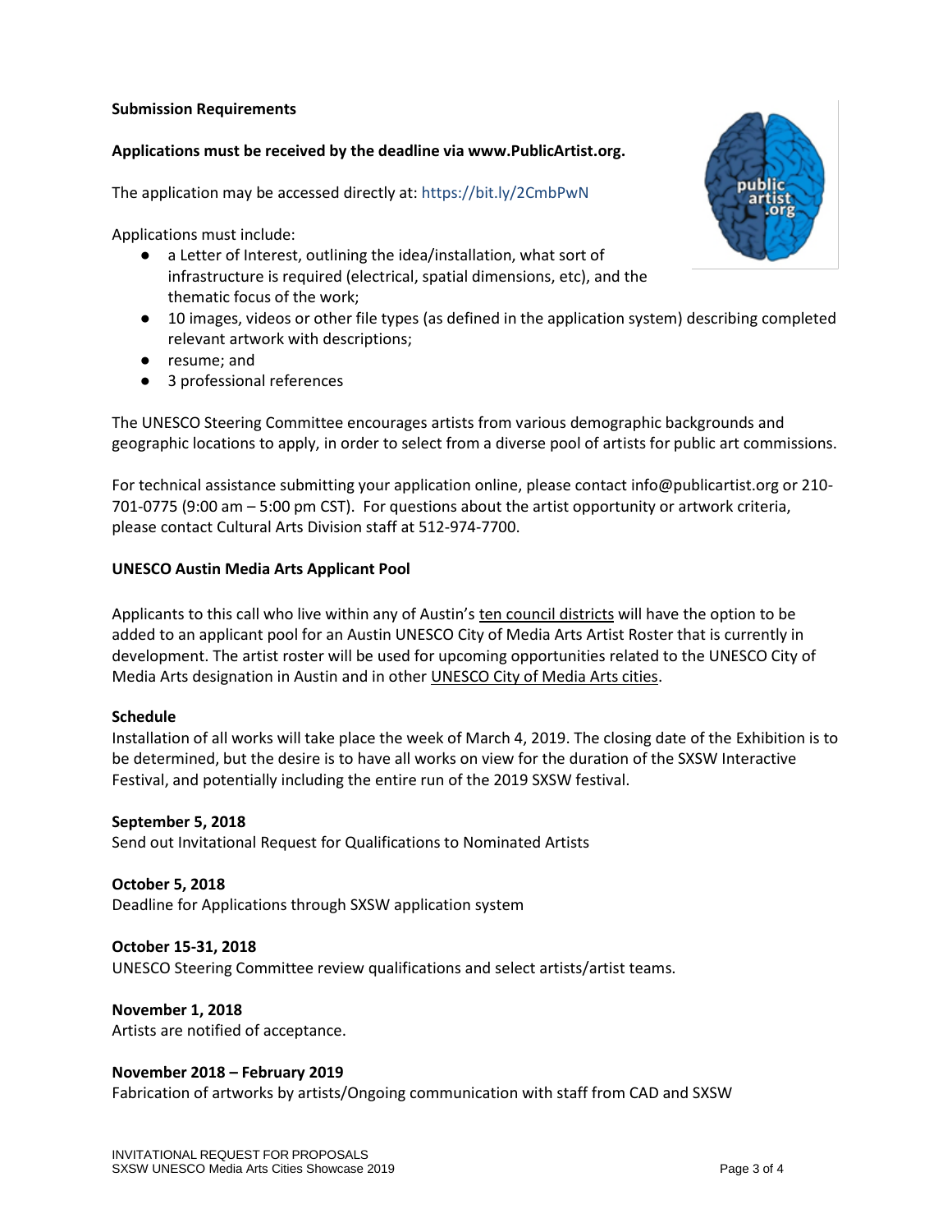**Submission Requirements**

**Applications must be received by the deadline via www.PublicArtist.org.**

The application may be accessed directly at: https://bit.ly/2CmbPwN

Applications must include:

- a Letter of Interest, outlining the idea/installation, what sort of infrastructure is required (electrical, spatial dimensions, etc), and the thematic focus of the work;
- 10 images, videos or other file types (as defined in the application system) describing completed relevant artwork with descriptions;
- resume; and
- 3 professional references

The UNESCO Steering Committee encourages artists from various demographic backgrounds and geographic locations to apply, in order to select from a diverse pool of artists for public art commissions.

For technical assistance submitting your application online, please contact info@publicartist.org or 210-701-0775 (9:00 am – 5:00 pm CST). For questions about the artist opportunity or artwork criteria, please contact Cultural Arts Division staff at 512-974-7700.

**UNESCO Austin Media Arts Applicant Pool**

Applicants to this call who live within any of Austin's ten council districts will have the option to be added to an applicant pool for an Austin UNESCO City of Media Arts Artist Roster that is currently in development. The artist roster will be used for upcoming opportunities related to the UNESCO City of Media Arts designation in Austin and in other UNESCO City of Media Arts cities.

**Schedule**

Installation of all works will take place the week of March 4, 2019. The closing date of the Exhibition is to be determined, but the desire is to have all works on view for the duration of the SXSW Interactive Festival, and potentially including the entire run of the 2019 SXSW festival.

**September 5, 2018**
Send out Invitational Request for Qualifications to Nominated Artists

**October 5, 2018**
Deadline for Applications through SXSW application system

**October 15-31, 2018**
UNESCO Steering Committee review qualifications and select artists/artist teams.

**November 1, 2018**
Artists are notified of acceptance.

**November 2018 – February 2019**
Fabrication of artworks by artists/Ongoing communication with staff from CAD and SXSW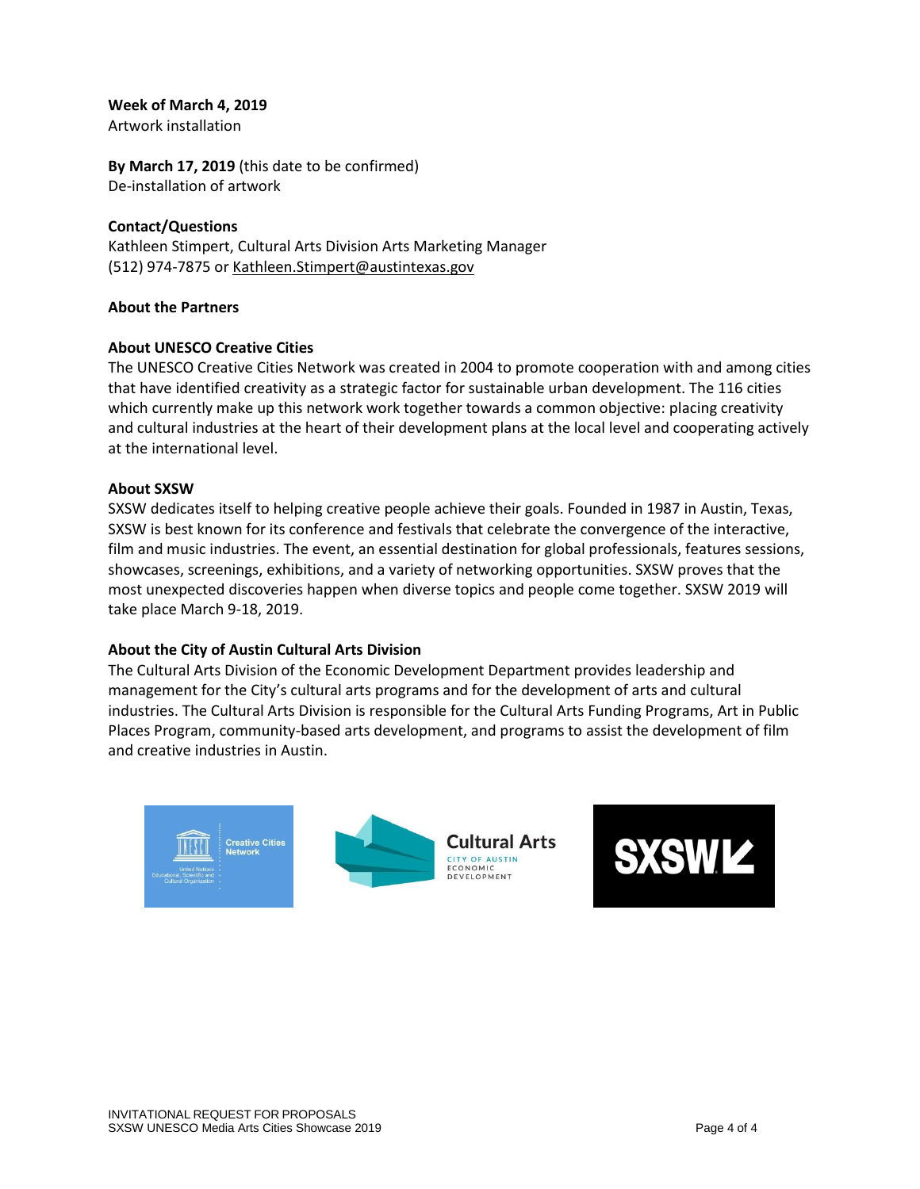**Week of March 4, 2019**
Artwork installation

**By March 17, 2019** (this date to be confirmed)
De-installation of artwork

**Contact/Questions**
Kathleen Stimpert, Cultural Arts Division Arts Marketing Manager
(512) 974-7875 or Kathleen.Stimpert@austintexas.gov

**About the Partners**

**About UNESCO Creative Cities**
The UNESCO Creative Cities Network was created in 2004 to promote cooperation with and among cities that have identified creativity as a strategic factor for sustainable urban development. The 116 cities which currently make up this network work together towards a common objective: placing creativity and cultural industries at the heart of their development plans at the local level and cooperating actively at the international level.

**About SXSW**
SXSW dedicates itself to helping creative people achieve their goals. Founded in 1987 in Austin, Texas, SXSW is best known for its conference and festivals that celebrate the convergence of the interactive, film and music industries. The event, an essential destination for global professionals, features sessions, showcases, screenings, exhibitions, and a variety of networking opportunities. SXSW proves that the most unexpected discoveries happen when diverse topics and people come together. SXSW 2019 will take place March 9-18, 2019.

**About the City of Austin Cultural Arts Division**
The Cultural Arts Division of the Economic Development Department provides leadership and management for the City's cultural arts programs and for the development of arts and cultural industries. The Cultural Arts Division is responsible for the Cultural Arts Funding Programs, Art in Public Places Program, community-based arts development, and programs to assist the development of film and creative industries in Austin.